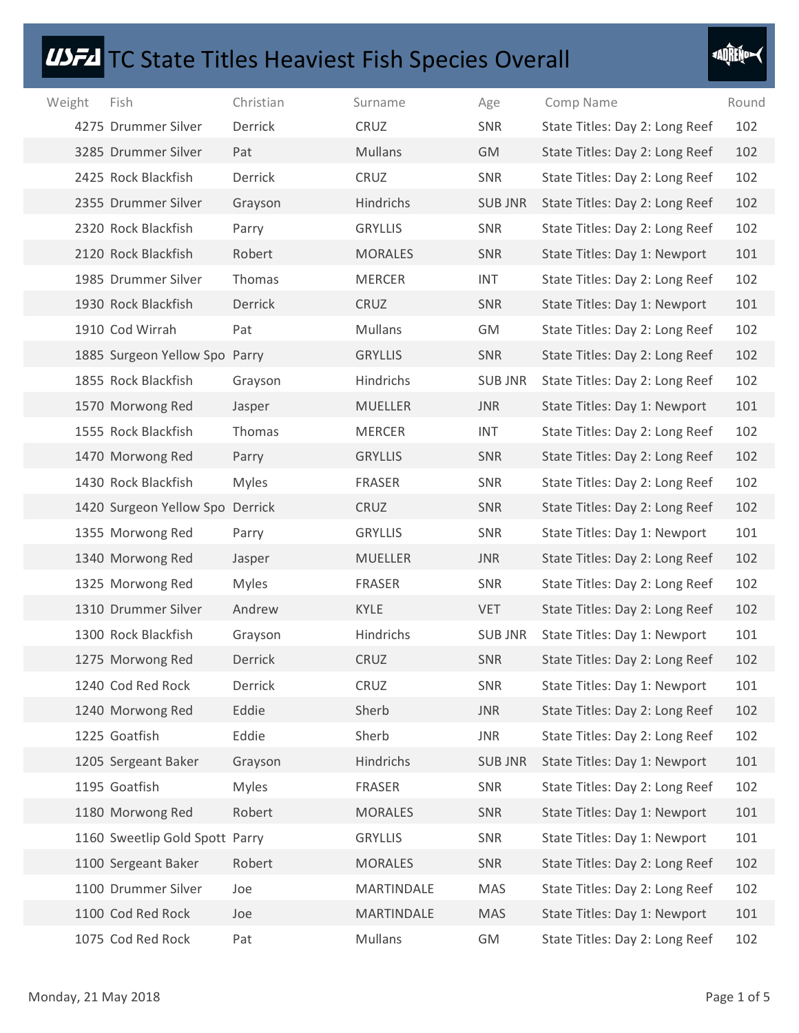# USFA TC State Titles Heaviest Fish Species Overall

| Weight | Fish | Christian | Surname | Age | Comp Name | Round |
|---|---|---|---|---|---|---|
| 4275 | Drummer Silver | Derrick | CRUZ | SNR | State Titles: Day 2: Long Reef | 102 |
| 3285 | Drummer Silver | Pat | Mullans | GM | State Titles: Day 2: Long Reef | 102 |
| 2425 | Rock Blackfish | Derrick | CRUZ | SNR | State Titles: Day 2: Long Reef | 102 |
| 2355 | Drummer Silver | Grayson | Hindrichs | SUB JNR | State Titles: Day 2: Long Reef | 102 |
| 2320 | Rock Blackfish | Parry | GRYLLIS | SNR | State Titles: Day 2: Long Reef | 102 |
| 2120 | Rock Blackfish | Robert | MORALES | SNR | State Titles: Day 1: Newport | 101 |
| 1985 | Drummer Silver | Thomas | MERCER | INT | State Titles: Day 2: Long Reef | 102 |
| 1930 | Rock Blackfish | Derrick | CRUZ | SNR | State Titles: Day 1: Newport | 101 |
| 1910 | Cod Wirrah | Pat | Mullans | GM | State Titles: Day 2: Long Reef | 102 |
| 1885 | Surgeon Yellow Spo | Parry | GRYLLIS | SNR | State Titles: Day 2: Long Reef | 102 |
| 1855 | Rock Blackfish | Grayson | Hindrichs | SUB JNR | State Titles: Day 2: Long Reef | 102 |
| 1570 | Morwong Red | Jasper | MUELLER | JNR | State Titles: Day 1: Newport | 101 |
| 1555 | Rock Blackfish | Thomas | MERCER | INT | State Titles: Day 2: Long Reef | 102 |
| 1470 | Morwong Red | Parry | GRYLLIS | SNR | State Titles: Day 2: Long Reef | 102 |
| 1430 | Rock Blackfish | Myles | FRASER | SNR | State Titles: Day 2: Long Reef | 102 |
| 1420 | Surgeon Yellow Spo | Derrick | CRUZ | SNR | State Titles: Day 2: Long Reef | 102 |
| 1355 | Morwong Red | Parry | GRYLLIS | SNR | State Titles: Day 1: Newport | 101 |
| 1340 | Morwong Red | Jasper | MUELLER | JNR | State Titles: Day 2: Long Reef | 102 |
| 1325 | Morwong Red | Myles | FRASER | SNR | State Titles: Day 2: Long Reef | 102 |
| 1310 | Drummer Silver | Andrew | KYLE | VET | State Titles: Day 2: Long Reef | 102 |
| 1300 | Rock Blackfish | Grayson | Hindrichs | SUB JNR | State Titles: Day 1: Newport | 101 |
| 1275 | Morwong Red | Derrick | CRUZ | SNR | State Titles: Day 2: Long Reef | 102 |
| 1240 | Cod Red Rock | Derrick | CRUZ | SNR | State Titles: Day 1: Newport | 101 |
| 1240 | Morwong Red | Eddie | Sherb | JNR | State Titles: Day 2: Long Reef | 102 |
| 1225 | Goatfish | Eddie | Sherb | JNR | State Titles: Day 2: Long Reef | 102 |
| 1205 | Sergeant Baker | Grayson | Hindrichs | SUB JNR | State Titles: Day 1: Newport | 101 |
| 1195 | Goatfish | Myles | FRASER | SNR | State Titles: Day 2: Long Reef | 102 |
| 1180 | Morwong Red | Robert | MORALES | SNR | State Titles: Day 1: Newport | 101 |
| 1160 | Sweetlip Gold Spott | Parry | GRYLLIS | SNR | State Titles: Day 1: Newport | 101 |
| 1100 | Sergeant Baker | Robert | MORALES | SNR | State Titles: Day 2: Long Reef | 102 |
| 1100 | Drummer Silver | Joe | MARTINDALE | MAS | State Titles: Day 2: Long Reef | 102 |
| 1100 | Cod Red Rock | Joe | MARTINDALE | MAS | State Titles: Day 1: Newport | 101 |
| 1075 | Cod Red Rock | Pat | Mullans | GM | State Titles: Day 2: Long Reef | 102 |

Monday, 21 May 2018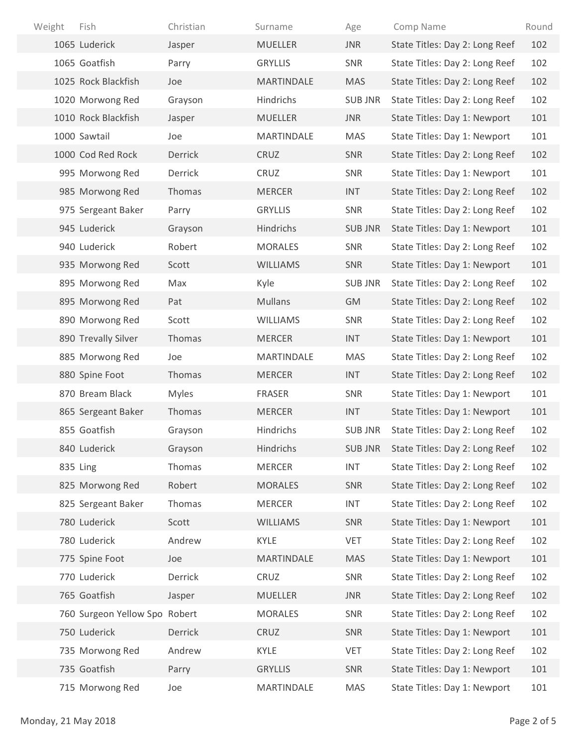| Weight | Fish | Christian | Surname | Age | Comp Name | Round |
|---|---|---|---|---|---|---|
| 1065 | Luderick | Jasper | MUELLER | JNR | State Titles: Day 2: Long Reef | 102 |
| 1065 | Goatfish | Parry | GRYLLIS | SNR | State Titles: Day 2: Long Reef | 102 |
| 1025 | Rock Blackfish | Joe | MARTINDALE | MAS | State Titles: Day 2: Long Reef | 102 |
| 1020 | Morwong Red | Grayson | Hindrichs | SUB JNR | State Titles: Day 2: Long Reef | 102 |
| 1010 | Rock Blackfish | Jasper | MUELLER | JNR | State Titles: Day 1: Newport | 101 |
| 1000 | Sawtail | Joe | MARTINDALE | MAS | State Titles: Day 1: Newport | 101 |
| 1000 | Cod Red Rock | Derrick | CRUZ | SNR | State Titles: Day 2: Long Reef | 102 |
| 995 | Morwong Red | Derrick | CRUZ | SNR | State Titles: Day 1: Newport | 101 |
| 985 | Morwong Red | Thomas | MERCER | INT | State Titles: Day 2: Long Reef | 102 |
| 975 | Sergeant Baker | Parry | GRYLLIS | SNR | State Titles: Day 2: Long Reef | 102 |
| 945 | Luderick | Grayson | Hindrichs | SUB JNR | State Titles: Day 1: Newport | 101 |
| 940 | Luderick | Robert | MORALES | SNR | State Titles: Day 2: Long Reef | 102 |
| 935 | Morwong Red | Scott | WILLIAMS | SNR | State Titles: Day 1: Newport | 101 |
| 895 | Morwong Red | Max | Kyle | SUB JNR | State Titles: Day 2: Long Reef | 102 |
| 895 | Morwong Red | Pat | Mullans | GM | State Titles: Day 2: Long Reef | 102 |
| 890 | Morwong Red | Scott | WILLIAMS | SNR | State Titles: Day 2: Long Reef | 102 |
| 890 | Trevally Silver | Thomas | MERCER | INT | State Titles: Day 1: Newport | 101 |
| 885 | Morwong Red | Joe | MARTINDALE | MAS | State Titles: Day 2: Long Reef | 102 |
| 880 | Spine Foot | Thomas | MERCER | INT | State Titles: Day 2: Long Reef | 102 |
| 870 | Bream Black | Myles | FRASER | SNR | State Titles: Day 1: Newport | 101 |
| 865 | Sergeant Baker | Thomas | MERCER | INT | State Titles: Day 1: Newport | 101 |
| 855 | Goatfish | Grayson | Hindrichs | SUB JNR | State Titles: Day 2: Long Reef | 102 |
| 840 | Luderick | Grayson | Hindrichs | SUB JNR | State Titles: Day 2: Long Reef | 102 |
| 835 | Ling | Thomas | MERCER | INT | State Titles: Day 2: Long Reef | 102 |
| 825 | Morwong Red | Robert | MORALES | SNR | State Titles: Day 2: Long Reef | 102 |
| 825 | Sergeant Baker | Thomas | MERCER | INT | State Titles: Day 2: Long Reef | 102 |
| 780 | Luderick | Scott | WILLIAMS | SNR | State Titles: Day 1: Newport | 101 |
| 780 | Luderick | Andrew | KYLE | VET | State Titles: Day 2: Long Reef | 102 |
| 775 | Spine Foot | Joe | MARTINDALE | MAS | State Titles: Day 1: Newport | 101 |
| 770 | Luderick | Derrick | CRUZ | SNR | State Titles: Day 2: Long Reef | 102 |
| 765 | Goatfish | Jasper | MUELLER | JNR | State Titles: Day 2: Long Reef | 102 |
| 760 | Surgeon Yellow Spo | Robert | MORALES | SNR | State Titles: Day 2: Long Reef | 102 |
| 750 | Luderick | Derrick | CRUZ | SNR | State Titles: Day 1: Newport | 101 |
| 735 | Morwong Red | Andrew | KYLE | VET | State Titles: Day 2: Long Reef | 102 |
| 735 | Goatfish | Parry | GRYLLIS | SNR | State Titles: Day 1: Newport | 101 |
| 715 | Morwong Red | Joe | MARTINDALE | MAS | State Titles: Day 1: Newport | 101 |

Monday, 21 May 2018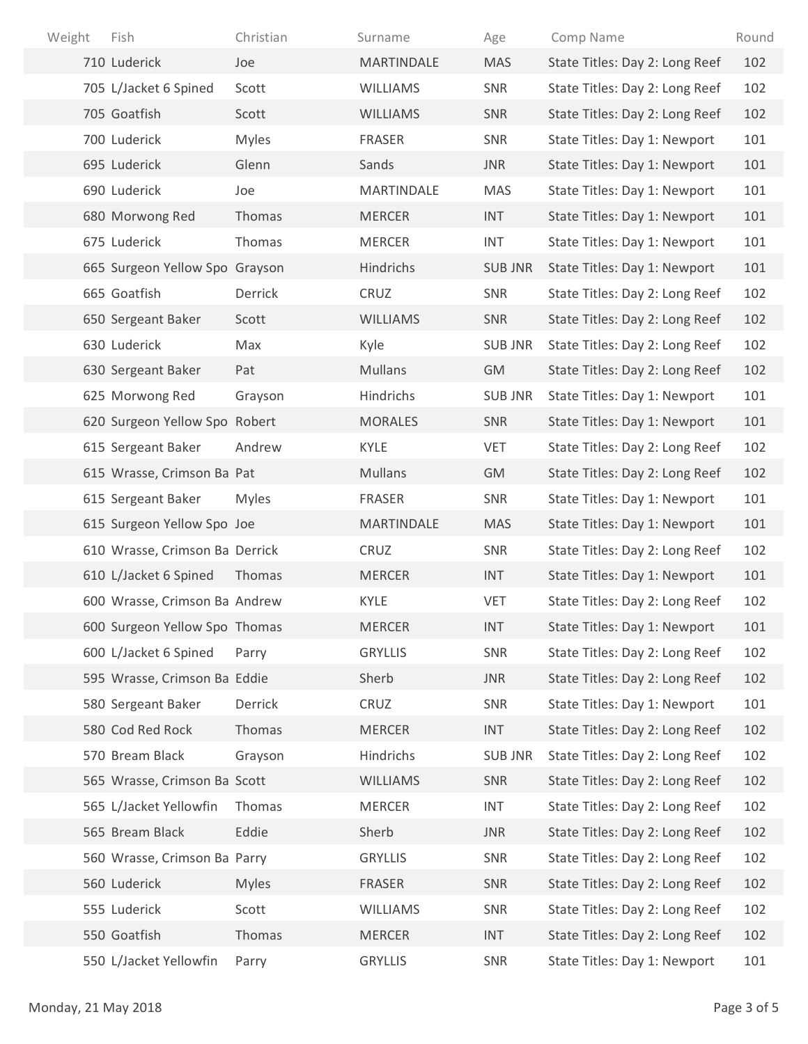| Weight | Fish | Christian | Surname | Age | Comp Name | Round |
|---|---|---|---|---|---|---|
| 710 | Luderick | Joe | MARTINDALE | MAS | State Titles: Day 2: Long Reef | 102 |
| 705 | L/Jacket 6 Spined | Scott | WILLIAMS | SNR | State Titles: Day 2: Long Reef | 102 |
| 705 | Goatfish | Scott | WILLIAMS | SNR | State Titles: Day 2: Long Reef | 102 |
| 700 | Luderick | Myles | FRASER | SNR | State Titles: Day 1: Newport | 101 |
| 695 | Luderick | Glenn | Sands | JNR | State Titles: Day 1: Newport | 101 |
| 690 | Luderick | Joe | MARTINDALE | MAS | State Titles: Day 1: Newport | 101 |
| 680 | Morwong Red | Thomas | MERCER | INT | State Titles: Day 1: Newport | 101 |
| 675 | Luderick | Thomas | MERCER | INT | State Titles: Day 1: Newport | 101 |
| 665 | Surgeon Yellow Spo | Grayson | Hindrichs | SUB JNR | State Titles: Day 1: Newport | 101 |
| 665 | Goatfish | Derrick | CRUZ | SNR | State Titles: Day 2: Long Reef | 102 |
| 650 | Sergeant Baker | Scott | WILLIAMS | SNR | State Titles: Day 2: Long Reef | 102 |
| 630 | Luderick | Max | Kyle | SUB JNR | State Titles: Day 2: Long Reef | 102 |
| 630 | Sergeant Baker | Pat | Mullans | GM | State Titles: Day 2: Long Reef | 102 |
| 625 | Morwong Red | Grayson | Hindrichs | SUB JNR | State Titles: Day 1: Newport | 101 |
| 620 | Surgeon Yellow Spo | Robert | MORALES | SNR | State Titles: Day 1: Newport | 101 |
| 615 | Sergeant Baker | Andrew | KYLE | VET | State Titles: Day 2: Long Reef | 102 |
| 615 | Wrasse, Crimson Ba | Pat | Mullans | GM | State Titles: Day 2: Long Reef | 102 |
| 615 | Sergeant Baker | Myles | FRASER | SNR | State Titles: Day 1: Newport | 101 |
| 615 | Surgeon Yellow Spo | Joe | MARTINDALE | MAS | State Titles: Day 1: Newport | 101 |
| 610 | Wrasse, Crimson Ba | Derrick | CRUZ | SNR | State Titles: Day 2: Long Reef | 102 |
| 610 | L/Jacket 6 Spined | Thomas | MERCER | INT | State Titles: Day 1: Newport | 101 |
| 600 | Wrasse, Crimson Ba | Andrew | KYLE | VET | State Titles: Day 2: Long Reef | 102 |
| 600 | Surgeon Yellow Spo | Thomas | MERCER | INT | State Titles: Day 1: Newport | 101 |
| 600 | L/Jacket 6 Spined | Parry | GRYLLIS | SNR | State Titles: Day 2: Long Reef | 102 |
| 595 | Wrasse, Crimson Ba | Eddie | Sherb | JNR | State Titles: Day 2: Long Reef | 102 |
| 580 | Sergeant Baker | Derrick | CRUZ | SNR | State Titles: Day 1: Newport | 101 |
| 580 | Cod Red Rock | Thomas | MERCER | INT | State Titles: Day 2: Long Reef | 102 |
| 570 | Bream Black | Grayson | Hindrichs | SUB JNR | State Titles: Day 2: Long Reef | 102 |
| 565 | Wrasse, Crimson Ba | Scott | WILLIAMS | SNR | State Titles: Day 2: Long Reef | 102 |
| 565 | L/Jacket Yellowfin | Thomas | MERCER | INT | State Titles: Day 2: Long Reef | 102 |
| 565 | Bream Black | Eddie | Sherb | JNR | State Titles: Day 2: Long Reef | 102 |
| 560 | Wrasse, Crimson Ba | Parry | GRYLLIS | SNR | State Titles: Day 2: Long Reef | 102 |
| 560 | Luderick | Myles | FRASER | SNR | State Titles: Day 2: Long Reef | 102 |
| 555 | Luderick | Scott | WILLIAMS | SNR | State Titles: Day 2: Long Reef | 102 |
| 550 | Goatfish | Thomas | MERCER | INT | State Titles: Day 2: Long Reef | 102 |
| 550 | L/Jacket Yellowfin | Parry | GRYLLIS | SNR | State Titles: Day 1: Newport | 101 |

Monday, 21 May 2018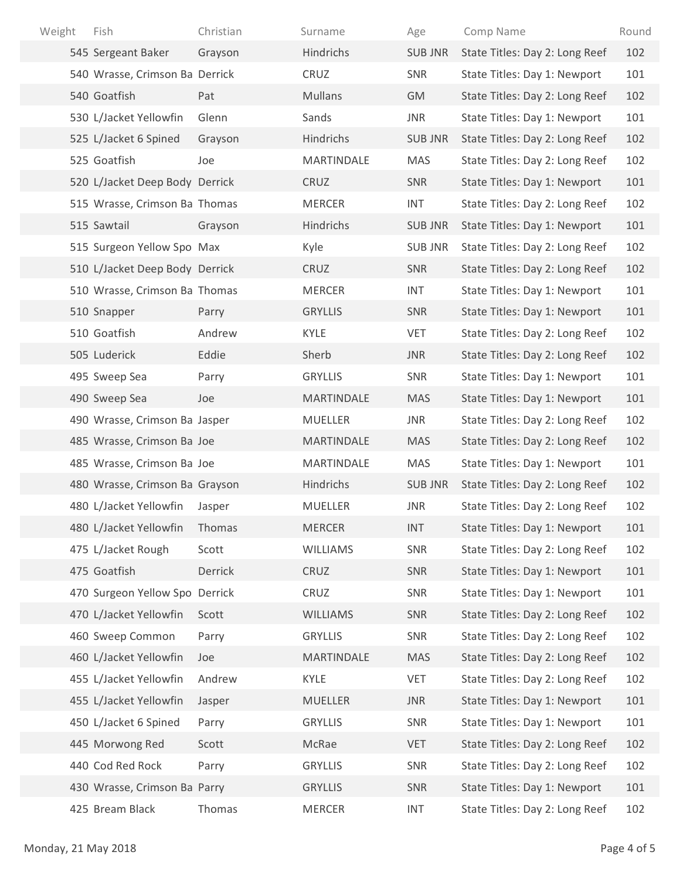| Weight | Fish | Christian | Surname | Age | Comp Name | Round |
|---|---|---|---|---|---|---|
| 545 | Sergeant Baker | Grayson | Hindrichs | SUB JNR | State Titles: Day 2: Long Reef | 102 |
| 540 | Wrasse, Crimson Ba | Derrick | CRUZ | SNR | State Titles: Day 1: Newport | 101 |
| 540 | Goatfish | Pat | Mullans | GM | State Titles: Day 2: Long Reef | 102 |
| 530 | L/Jacket Yellowfin | Glenn | Sands | JNR | State Titles: Day 1: Newport | 101 |
| 525 | L/Jacket 6 Spined | Grayson | Hindrichs | SUB JNR | State Titles: Day 2: Long Reef | 102 |
| 525 | Goatfish | Joe | MARTINDALE | MAS | State Titles: Day 2: Long Reef | 102 |
| 520 | L/Jacket Deep Body | Derrick | CRUZ | SNR | State Titles: Day 1: Newport | 101 |
| 515 | Wrasse, Crimson Ba | Thomas | MERCER | INT | State Titles: Day 2: Long Reef | 102 |
| 515 | Sawtail | Grayson | Hindrichs | SUB JNR | State Titles: Day 1: Newport | 101 |
| 515 | Surgeon Yellow Spo | Max | Kyle | SUB JNR | State Titles: Day 2: Long Reef | 102 |
| 510 | L/Jacket Deep Body | Derrick | CRUZ | SNR | State Titles: Day 2: Long Reef | 102 |
| 510 | Wrasse, Crimson Ba | Thomas | MERCER | INT | State Titles: Day 1: Newport | 101 |
| 510 | Snapper | Parry | GRYLLIS | SNR | State Titles: Day 1: Newport | 101 |
| 510 | Goatfish | Andrew | KYLE | VET | State Titles: Day 2: Long Reef | 102 |
| 505 | Luderick | Eddie | Sherb | JNR | State Titles: Day 2: Long Reef | 102 |
| 495 | Sweep Sea | Parry | GRYLLIS | SNR | State Titles: Day 1: Newport | 101 |
| 490 | Sweep Sea | Joe | MARTINDALE | MAS | State Titles: Day 1: Newport | 101 |
| 490 | Wrasse, Crimson Ba | Jasper | MUELLER | JNR | State Titles: Day 2: Long Reef | 102 |
| 485 | Wrasse, Crimson Ba | Joe | MARTINDALE | MAS | State Titles: Day 2: Long Reef | 102 |
| 485 | Wrasse, Crimson Ba | Joe | MARTINDALE | MAS | State Titles: Day 1: Newport | 101 |
| 480 | Wrasse, Crimson Ba | Grayson | Hindrichs | SUB JNR | State Titles: Day 2: Long Reef | 102 |
| 480 | L/Jacket Yellowfin | Jasper | MUELLER | JNR | State Titles: Day 2: Long Reef | 102 |
| 480 | L/Jacket Yellowfin | Thomas | MERCER | INT | State Titles: Day 1: Newport | 101 |
| 475 | L/Jacket Rough | Scott | WILLIAMS | SNR | State Titles: Day 2: Long Reef | 102 |
| 475 | Goatfish | Derrick | CRUZ | SNR | State Titles: Day 1: Newport | 101 |
| 470 | Surgeon Yellow Spo | Derrick | CRUZ | SNR | State Titles: Day 1: Newport | 101 |
| 470 | L/Jacket Yellowfin | Scott | WILLIAMS | SNR | State Titles: Day 2: Long Reef | 102 |
| 460 | Sweep Common | Parry | GRYLLIS | SNR | State Titles: Day 2: Long Reef | 102 |
| 460 | L/Jacket Yellowfin | Joe | MARTINDALE | MAS | State Titles: Day 2: Long Reef | 102 |
| 455 | L/Jacket Yellowfin | Andrew | KYLE | VET | State Titles: Day 2: Long Reef | 102 |
| 455 | L/Jacket Yellowfin | Jasper | MUELLER | JNR | State Titles: Day 1: Newport | 101 |
| 450 | L/Jacket 6 Spined | Parry | GRYLLIS | SNR | State Titles: Day 1: Newport | 101 |
| 445 | Morwong Red | Scott | McRae | VET | State Titles: Day 2: Long Reef | 102 |
| 440 | Cod Red Rock | Parry | GRYLLIS | SNR | State Titles: Day 2: Long Reef | 102 |
| 430 | Wrasse, Crimson Ba | Parry | GRYLLIS | SNR | State Titles: Day 1: Newport | 101 |
| 425 | Bream Black | Thomas | MERCER | INT | State Titles: Day 2: Long Reef | 102 |

Monday, 21 May 2018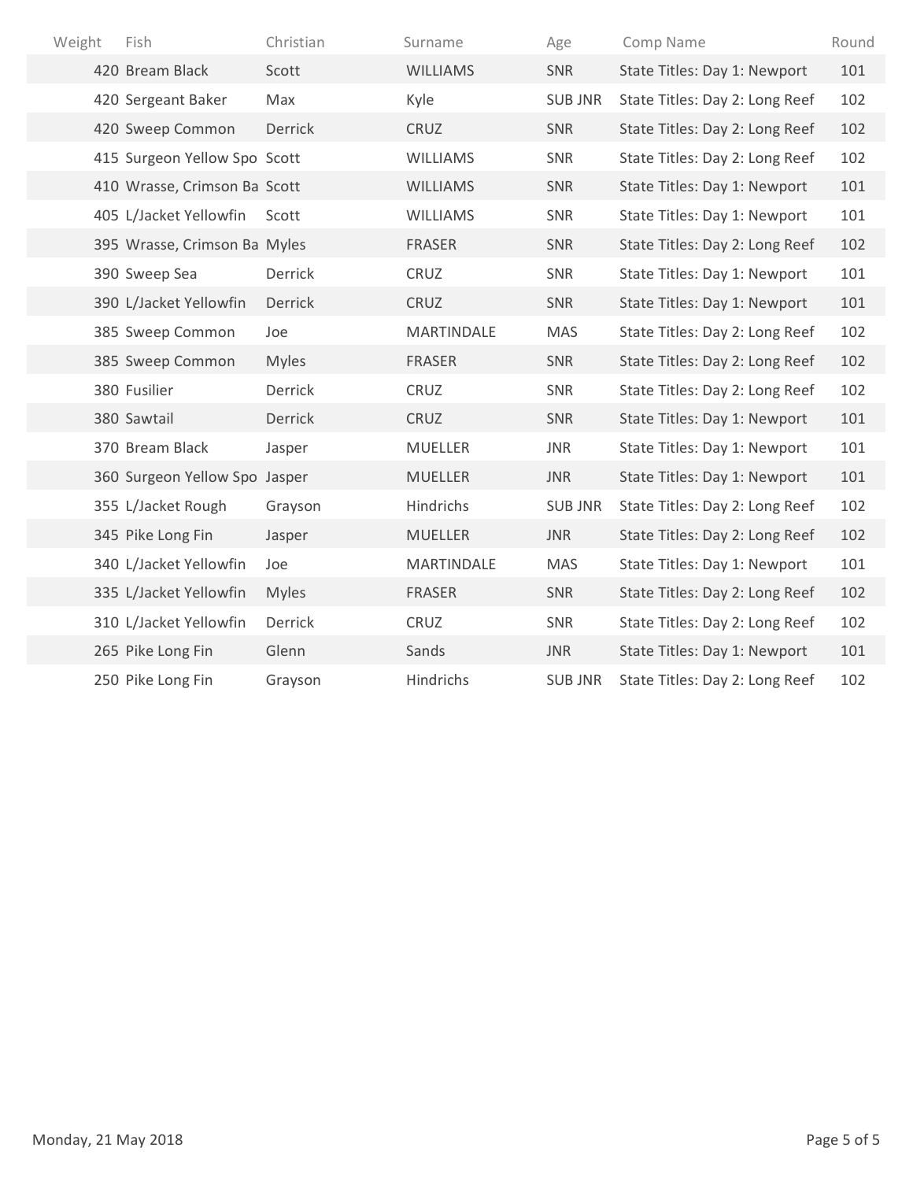| Weight | Fish | Christian | Surname | Age | Comp Name | Round |
|---|---|---|---|---|---|---|
| 420 | Bream Black | Scott | WILLIAMS | SNR | State Titles: Day 1: Newport | 101 |
| 420 | Sergeant Baker | Max | Kyle | SUB JNR | State Titles: Day 2: Long Reef | 102 |
| 420 | Sweep Common | Derrick | CRUZ | SNR | State Titles: Day 2: Long Reef | 102 |
| 415 | Surgeon Yellow Spo | Scott | WILLIAMS | SNR | State Titles: Day 2: Long Reef | 102 |
| 410 | Wrasse, Crimson Ba | Scott | WILLIAMS | SNR | State Titles: Day 1: Newport | 101 |
| 405 | L/Jacket Yellowfin | Scott | WILLIAMS | SNR | State Titles: Day 1: Newport | 101 |
| 395 | Wrasse, Crimson Ba | Myles | FRASER | SNR | State Titles: Day 2: Long Reef | 102 |
| 390 | Sweep Sea | Derrick | CRUZ | SNR | State Titles: Day 1: Newport | 101 |
| 390 | L/Jacket Yellowfin | Derrick | CRUZ | SNR | State Titles: Day 1: Newport | 101 |
| 385 | Sweep Common | Joe | MARTINDALE | MAS | State Titles: Day 2: Long Reef | 102 |
| 385 | Sweep Common | Myles | FRASER | SNR | State Titles: Day 2: Long Reef | 102 |
| 380 | Fusilier | Derrick | CRUZ | SNR | State Titles: Day 2: Long Reef | 102 |
| 380 | Sawtail | Derrick | CRUZ | SNR | State Titles: Day 1: Newport | 101 |
| 370 | Bream Black | Jasper | MUELLER | JNR | State Titles: Day 1: Newport | 101 |
| 360 | Surgeon Yellow Spo | Jasper | MUELLER | JNR | State Titles: Day 1: Newport | 101 |
| 355 | L/Jacket Rough | Grayson | Hindrichs | SUB JNR | State Titles: Day 2: Long Reef | 102 |
| 345 | Pike Long Fin | Jasper | MUELLER | JNR | State Titles: Day 2: Long Reef | 102 |
| 340 | L/Jacket Yellowfin | Joe | MARTINDALE | MAS | State Titles: Day 1: Newport | 101 |
| 335 | L/Jacket Yellowfin | Myles | FRASER | SNR | State Titles: Day 2: Long Reef | 102 |
| 310 | L/Jacket Yellowfin | Derrick | CRUZ | SNR | State Titles: Day 2: Long Reef | 102 |
| 265 | Pike Long Fin | Glenn | Sands | JNR | State Titles: Day 1: Newport | 101 |
| 250 | Pike Long Fin | Grayson | Hindrichs | SUB JNR | State Titles: Day 2: Long Reef | 102 |

Monday, 21 May 2018